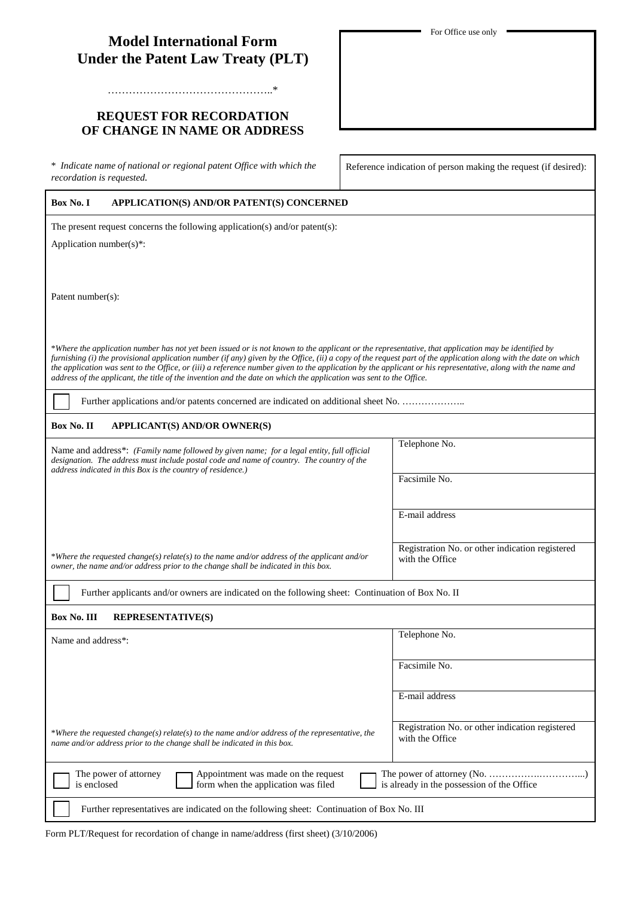# Model International Form Under the Patent Law Treaty (PLT)

………………………………………..*

## REQUEST FOR RECORDATION OF CHANGE IN NAME OR ADDRESS

For Office use only

* *Indicate name of national or regional patent Office with which the recordation is requested.*

Reference indication of person making the request (if desired):

**Box No. I APPLICATION(S) AND/OR PATENT(S) CONCERNED**

The present request concerns the following application(s) and/or patent(s):

Application number(s)*:

Patent number(s):

*\*Where the application number has not yet been issued or is not known to the applicant or the representative, that application may be identified by furnishing (i) the provisional application number (if any) given by the Office, (ii) a copy of the request part of the application along with the date on which the application was sent to the Office, or (iii) a reference number given to the application by the applicant or his representative, along with the name and address of the applicant, the title of the invention and the date on which the application was sent to the Office.*

☐ Further applications and/or patents concerned are indicated on additional sheet No. ………………..

**Box No. II APPLICANT(S) AND/OR OWNER(S)**

| Name and address*: *(Family name followed by given name; for a legal entity, full official designation. The address must include postal code and name of country. The country of the address indicated in this Box is the country of residence.)* | Telephone No. |
|---|---|
| | Facsimile No. |
| | E-mail address |
| *\*Where the requested change(s) relate(s) to the name and/or address of the applicant and/or owner, the name and/or address prior to the change shall be indicated in this box.* | Registration No. or other indication registered with the Office |

☐ Further applicants and/or owners are indicated on the following sheet: Continuation of Box No. II

**Box No. III REPRESENTATIVE(S)**

| Name and address*: | Telephone No. |
|---|---|
| | Facsimile No. |
| | E-mail address |
| *\*Where the requested change(s) relate(s) to the name and/or address of the representative, the name and/or address prior to the change shall be indicated in this box.* | Registration No. or other indication registered with the Office |

☐ The power of attorney is enclosed ☐ Appointment was made on the request form when the application was filed ☐ The power of attorney (No. …………….…………...) is already in the possession of the Office

☐ Further representatives are indicated on the following sheet: Continuation of Box No. III

Form PLT/Request for recordation of change in name/address (first sheet) (3/10/2006)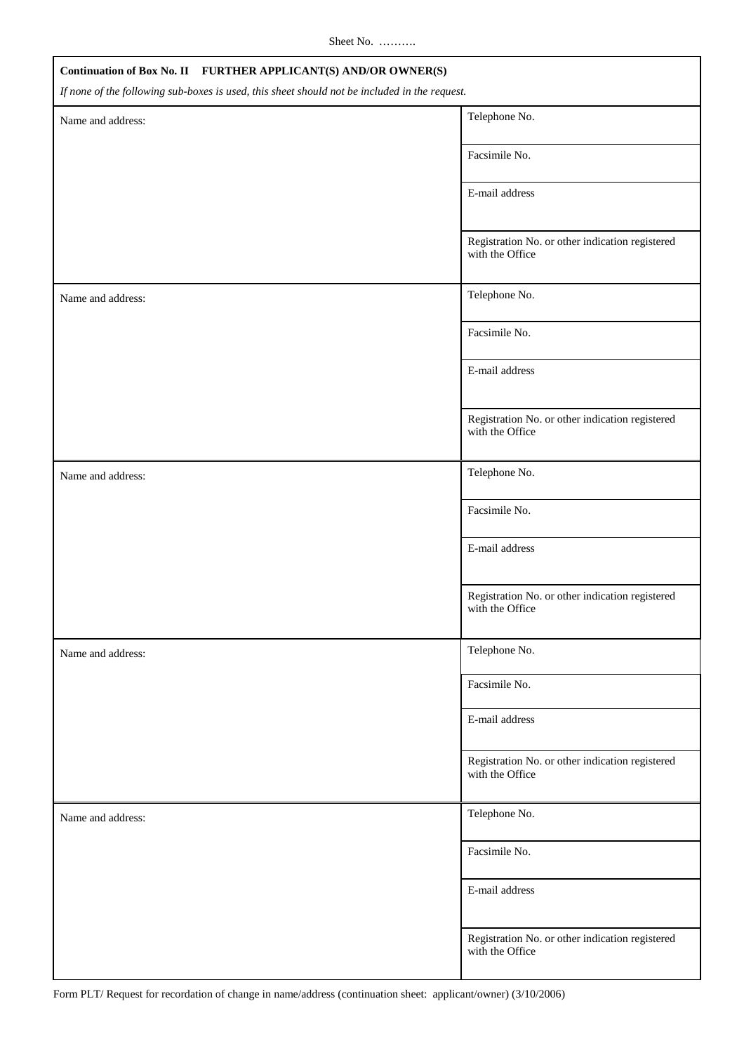Sheet No. ……….

**Continuation of Box No. II FURTHER APPLICANT(S) AND/OR OWNER(S)**

*If none of the following sub-boxes is used, this sheet should not be included in the request.*

| Name and address: | Telephone No. |
|---|---|
| | Facsimile No. |
| | E-mail address |
| | Registration No. or other indication registered with the Office |
| Name and address: | Telephone No. |
| | Facsimile No. |
| | E-mail address |
| | Registration No. or other indication registered with the Office |
| Name and address: | Telephone No. |
| | Facsimile No. |
| | E-mail address |
| | Registration No. or other indication registered with the Office |
| Name and address: | Telephone No. |
| | Facsimile No. |
| | E-mail address |
| | Registration No. or other indication registered with the Office |
| Name and address: | Telephone No. |
| | Facsimile No. |
| | E-mail address |
| | Registration No. or other indication registered with the Office |

Form PLT/ Request for recordation of change in name/address (continuation sheet: applicant/owner) (3/10/2006)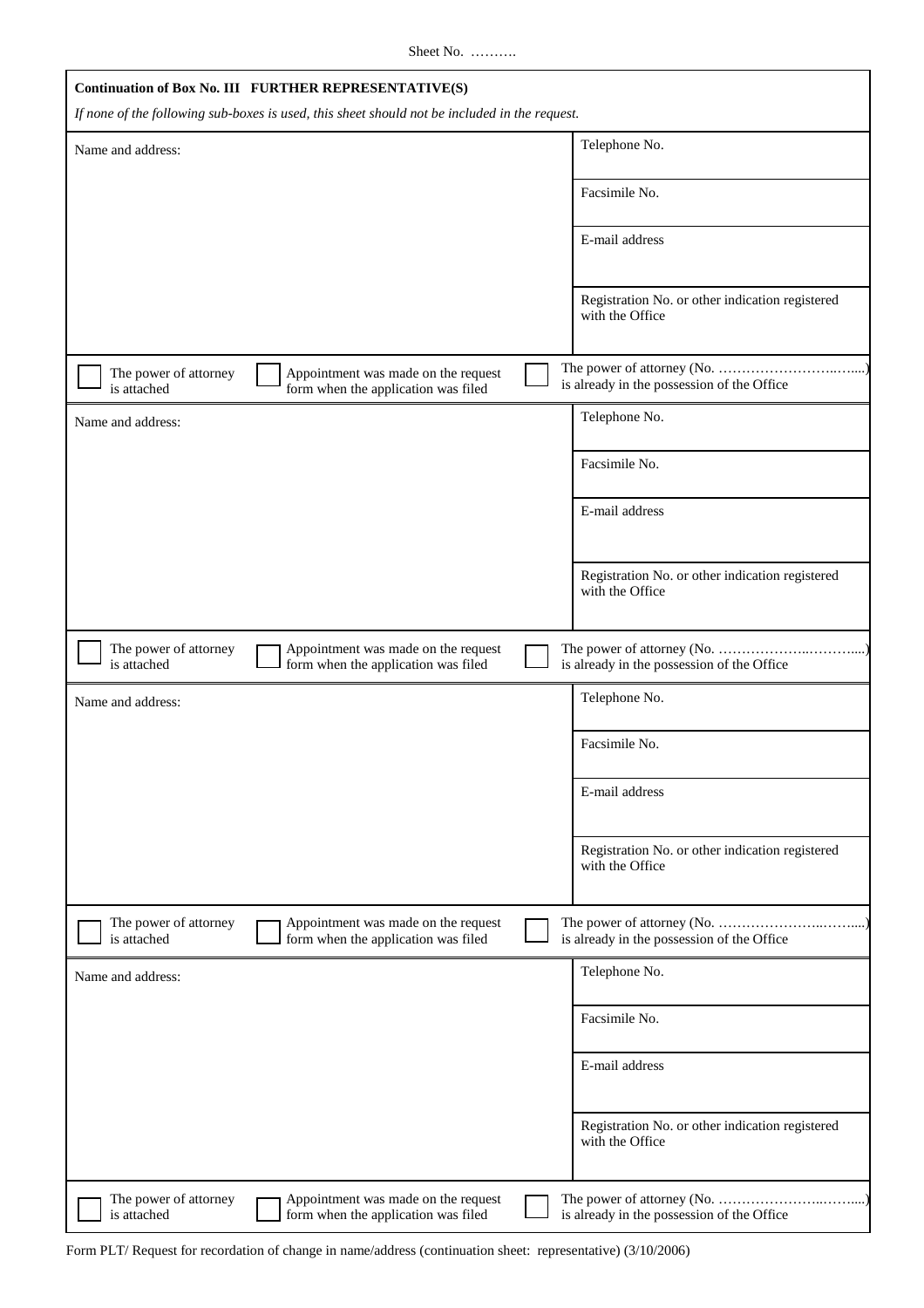Sheet No. ……….

**Continuation of Box No. III FURTHER REPRESENTATIVE(S)**

*If none of the following sub-boxes is used, this sheet should not be included in the request.*

| Name and address: | Telephone No. |
|---|---|
| | Facsimile No. |
| | E-mail address |
| | Registration No. or other indication registered with the Office |

☐ The power of attorney is attached ☐ Appointment was made on the request form when the application was filed ☐ The power of attorney (No. ……………………..…....) is already in the possession of the Office

| Name and address: | Telephone No. |
|---|---|
| | Facsimile No. |
| | E-mail address |
| | Registration No. or other indication registered with the Office |

☐ The power of attorney is attached ☐ Appointment was made on the request form when the application was filed ☐ The power of attorney (No. ………………..………....) is already in the possession of the Office

| Name and address: | Telephone No. |
|---|---|
| | Facsimile No. |
| | E-mail address |
| | Registration No. or other indication registered with the Office |

☐ The power of attorney is attached ☐ Appointment was made on the request form when the application was filed ☐ The power of attorney (No. …………………..……....) is already in the possession of the Office

| Name and address: | Telephone No. |
|---|---|
| | Facsimile No. |
| | E-mail address |
| | Registration No. or other indication registered with the Office |

☐ The power of attorney is attached ☐ Appointment was made on the request form when the application was filed ☐ The power of attorney (No. …………………..……....) is already in the possession of the Office

Form PLT/ Request for recordation of change in name/address (continuation sheet: representative) (3/10/2006)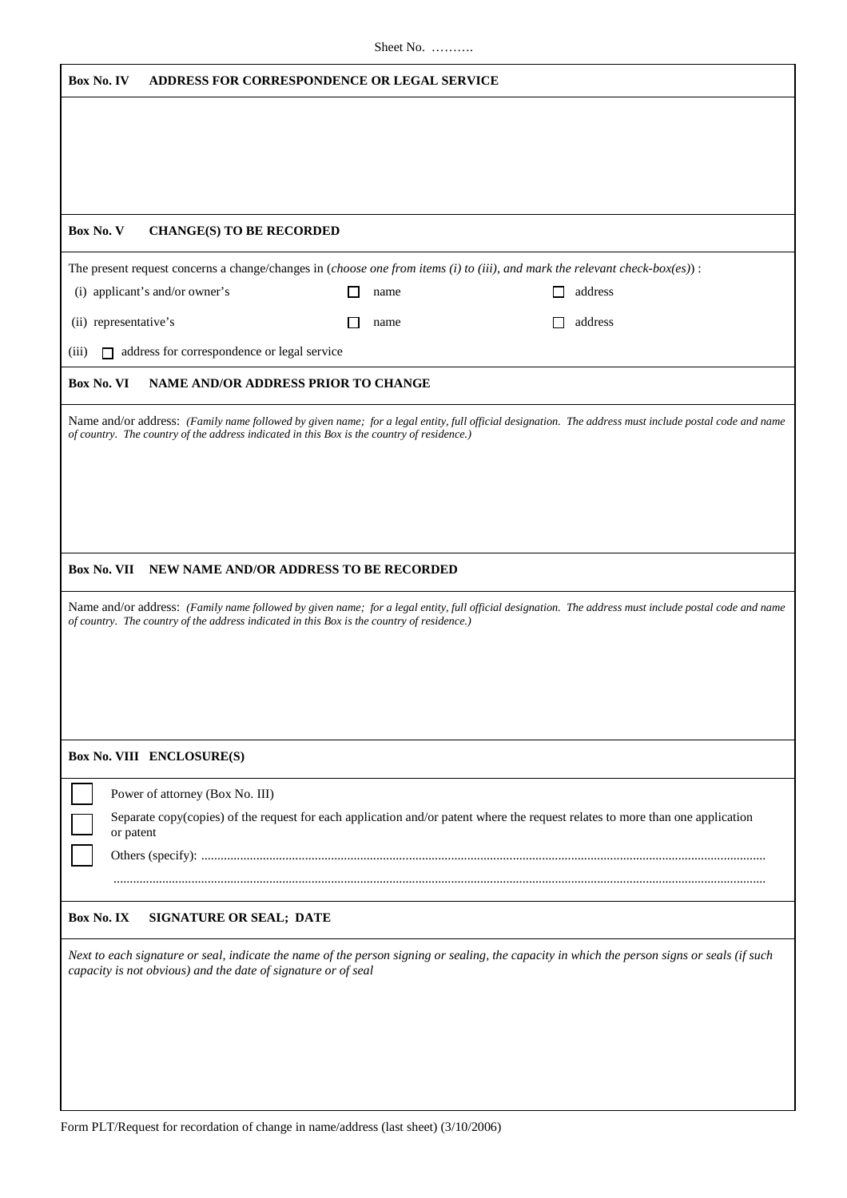Sheet No. ……….

**Box No. IV ADDRESS FOR CORRESPONDENCE OR LEGAL SERVICE**

**Box No. V CHANGE(S) TO BE RECORDED**

The present request concerns a change/changes in (*choose one from items (i) to (iii), and mark the relevant check-box(es)*) :

| | | |
|---|---|---|
| (i) applicant's and/or owner's | ☐ name | ☐ address |
| (ii) representative's | ☐ name | ☐ address |

(iii) ☐ address for correspondence or legal service

**Box No. VI NAME AND/OR ADDRESS PRIOR TO CHANGE**

Name and/or address: *(Family name followed by given name; for a legal entity, full official designation. The address must include postal code and name of country. The country of the address indicated in this Box is the country of residence.)*

**Box No. VII NEW NAME AND/OR ADDRESS TO BE RECORDED**

Name and/or address: *(Family name followed by given name; for a legal entity, full official designation. The address must include postal code and name of country. The country of the address indicated in this Box is the country of residence.)*

**Box No. VIII ENCLOSURE(S)**

☐ Power of attorney (Box No. III)

☐ Separate copy(copies) of the request for each application and/or patent where the request relates to more than one application or patent

☐ Others (specify): ..............................................................................................................................................................

..............................................................................................................................................................................................

**Box No. IX SIGNATURE OR SEAL; DATE**

*Next to each signature or seal, indicate the name of the person signing or sealing, the capacity in which the person signs or seals (if such capacity is not obvious) and the date of signature or of seal*

Form PLT/Request for recordation of change in name/address (last sheet) (3/10/2006)